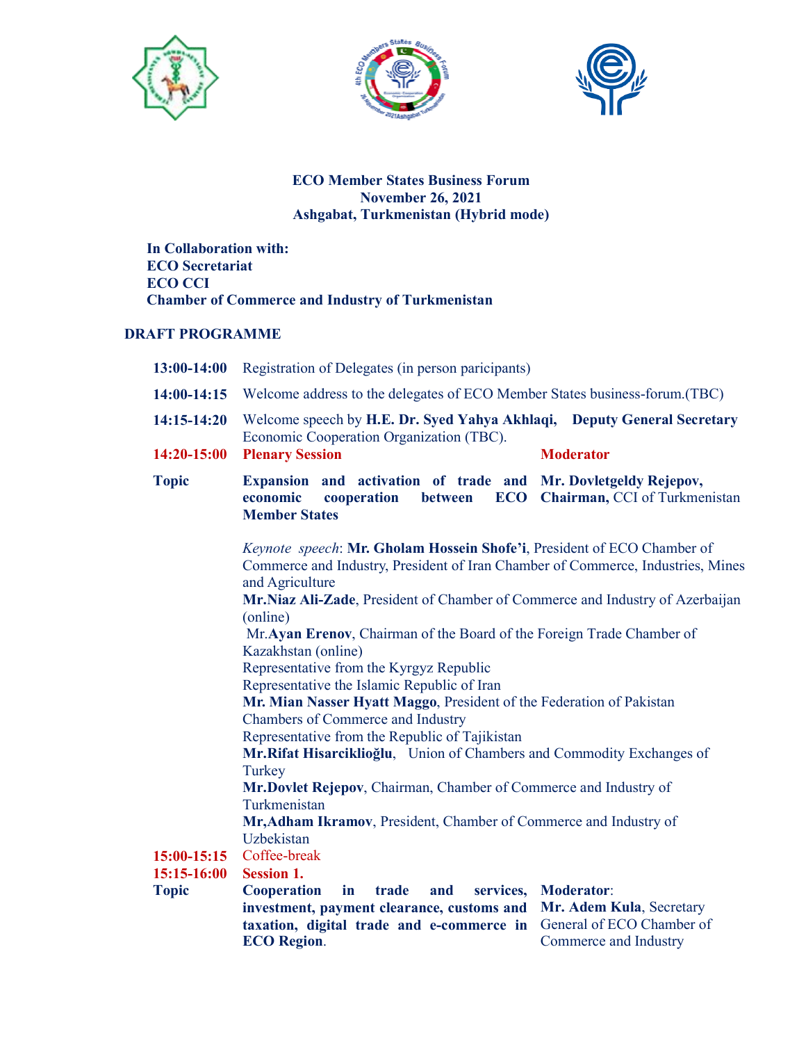**ECO Member States Business Forum**
**November 26, 2021**
**Ashgabat, Turkmenistan (Hybrid mode)**

**In Collaboration with:**
**ECO Secretariat**
**ECO CCI**
**Chamber of Commerce and Industry of Turkmenistan**

## DRAFT PROGRAMME

**13:00-14:00** Registration of Delegates (in person paricipants)

**14:00-14:15** Welcome address to the delegates of ECO Member States business-forum.(TBC)

**14:15-14:20** Welcome speech by **H.E. Dr. Syed Yahya Akhlaqi, Deputy General Secretary** Economic Cooperation Organization (TBC).

**14:20-15:00** **Plenary Session** — **Moderator**

**Topic** — **Expansion and activation of trade and economic cooperation between ECO Member States** — **Mr. Dovletgeldy Rejepov, Chairman,** CCI of Turkmenistan

*Keynote speech*: **Mr. Gholam Hossein Shofe'i**, President of ECO Chamber of Commerce and Industry, President of Iran Chamber of Commerce, Industries, Mines and Agriculture
**Mr.Niaz Ali-Zade**, President of Chamber of Commerce and Industry of Azerbaijan (online)
Mr.**Ayan Erenov**, Chairman of the Board of the Foreign Trade Chamber of Kazakhstan (online)
Representative from the Kyrgyz Republic
Representative the Islamic Republic of Iran
**Mr. Mian Nasser Hyatt Maggo**, President of the Federation of Pakistan Chambers of Commerce and Industry
Representative from the Republic of Tajikistan
**Mr.Rifat Hisarciklioğlu**, Union of Chambers and Commodity Exchanges of Turkey
**Mr.Dovlet Rejepov**, Chairman, Chamber of Commerce and Industry of Turkmenistan
**Mr,Adham Ikramov**, President, Chamber of Commerce and Industry of Uzbekistan

**15:00-15:15** Coffee-break

**15:15-16:00** **Session 1.**

**Topic** — **Cooperation in trade and services, investment, payment clearance, customs and taxation, digital trade and e-commerce in ECO Region**. — **Moderator**: **Mr. Adem Kula**, Secretary General of ECO Chamber of Commerce and Industry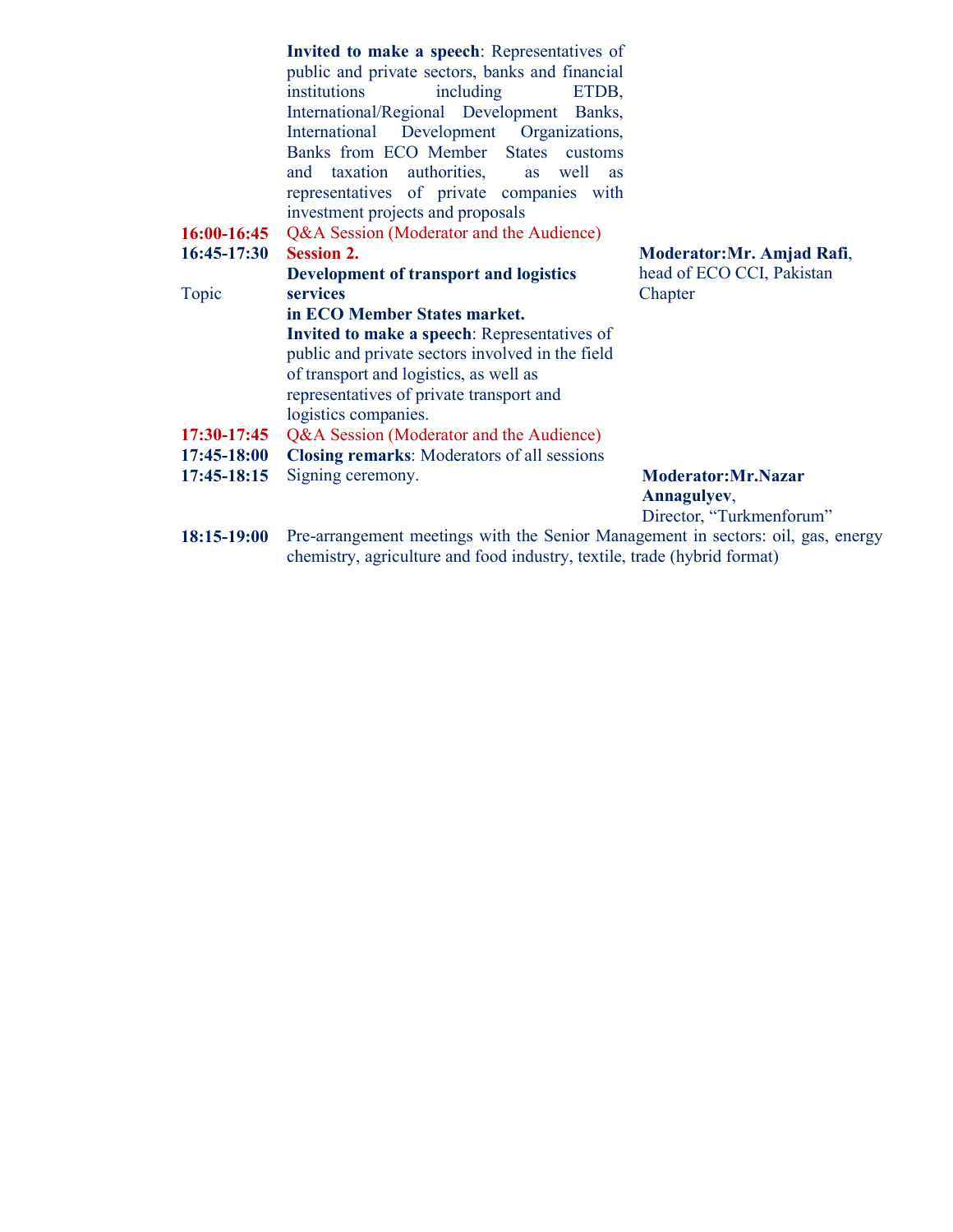| | | |
|---|---|---|
| | **Invited to make a speech**: Representatives of public and private sectors, banks and financial institutions including ETDB, International/Regional Development Banks, International Development Organizations, Banks from ECO Member States customs and taxation authorities, as well as representatives of private companies with investment projects and proposals | |
| **16:00-16:45** | Q&A Session (Moderator and the Audience) | |
| **16:45-17:30**<br><br>Topic | **Session 2.**<br>**Development of transport and logistics services in ECO Member States market.**<br>**Invited to make a speech**: Representatives of public and private sectors involved in the field of transport and logistics, as well as representatives of private transport and logistics companies. | **Moderator:Mr. Amjad Rafi**, head of ECO CCI, Pakistan Chapter |
| **17:30-17:45** | Q&A Session (Moderator and the Audience) | |
| **17:45-18:00** | **Closing remarks**: Moderators of all sessions | |
| **17:45-18:15** | Signing ceremony. | **Moderator:Mr.Nazar Annagulyev**, Director, "Turkmenforum" |
| **18:15-19:00** | Pre-arrangement meetings with the Senior Management in sectors: oil, gas, energy chemistry, agriculture and food industry, textile, trade (hybrid format) | |